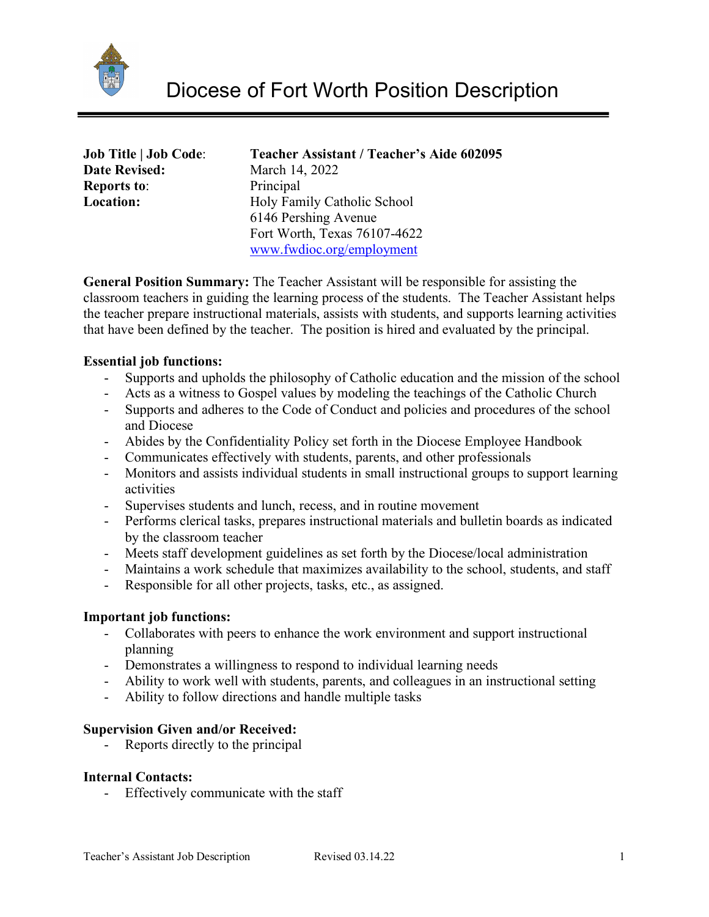# Diocese of Fort Worth Position Description

| | |
|---|---|
| **Job Title \| Job Code**: | **Teacher Assistant / Teacher's Aide 602095** |
| **Date Revised:** | March 14, 2022 |
| **Reports to**: | Principal |
| **Location:** | Holy Family Catholic School<br>6146 Pershing Avenue<br>Fort Worth, Texas 76107-4622<br>www.fwdioc.org/employment |

**General Position Summary:** The Teacher Assistant will be responsible for assisting the classroom teachers in guiding the learning process of the students. The Teacher Assistant helps the teacher prepare instructional materials, assists with students, and supports learning activities that have been defined by the teacher. The position is hired and evaluated by the principal.

**Essential job functions:**

- Supports and upholds the philosophy of Catholic education and the mission of the school
- Acts as a witness to Gospel values by modeling the teachings of the Catholic Church
- Supports and adheres to the Code of Conduct and policies and procedures of the school and Diocese
- Abides by the Confidentiality Policy set forth in the Diocese Employee Handbook
- Communicates effectively with students, parents, and other professionals
- Monitors and assists individual students in small instructional groups to support learning activities
- Supervises students and lunch, recess, and in routine movement
- Performs clerical tasks, prepares instructional materials and bulletin boards as indicated by the classroom teacher
- Meets staff development guidelines as set forth by the Diocese/local administration
- Maintains a work schedule that maximizes availability to the school, students, and staff
- Responsible for all other projects, tasks, etc., as assigned.

**Important job functions:**

- Collaborates with peers to enhance the work environment and support instructional planning
- Demonstrates a willingness to respond to individual learning needs
- Ability to work well with students, parents, and colleagues in an instructional setting
- Ability to follow directions and handle multiple tasks

**Supervision Given and/or Received:**

- Reports directly to the principal

**Internal Contacts:**

- Effectively communicate with the staff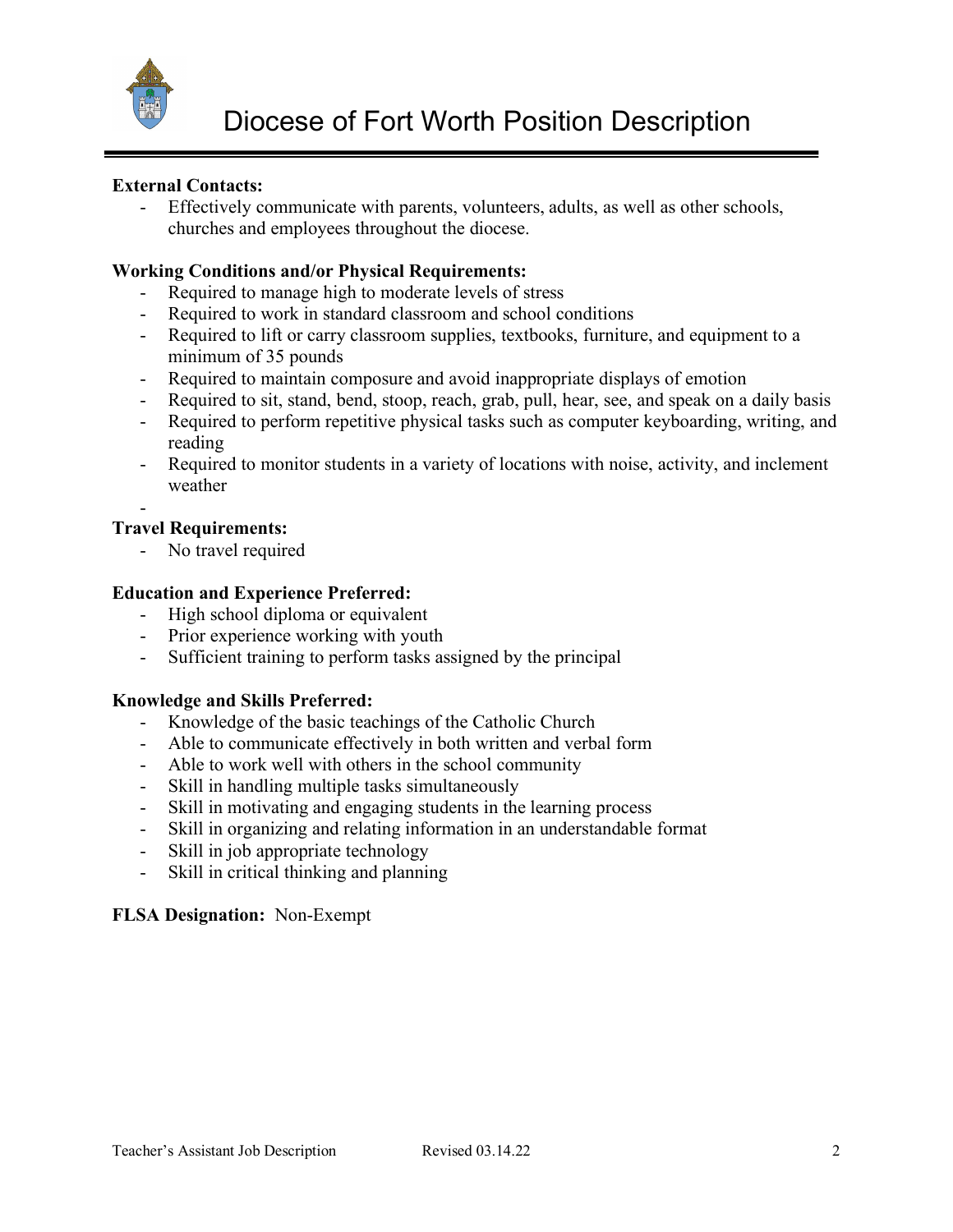# Diocese of Fort Worth Position Description

**External Contacts:**

- Effectively communicate with parents, volunteers, adults, as well as other schools, churches and employees throughout the diocese.

**Working Conditions and/or Physical Requirements:**

- Required to manage high to moderate levels of stress
- Required to work in standard classroom and school conditions
- Required to lift or carry classroom supplies, textbooks, furniture, and equipment to a minimum of 35 pounds
- Required to maintain composure and avoid inappropriate displays of emotion
- Required to sit, stand, bend, stoop, reach, grab, pull, hear, see, and speak on a daily basis
- Required to perform repetitive physical tasks such as computer keyboarding, writing, and reading
- Required to monitor students in a variety of locations with noise, activity, and inclement weather
-

**Travel Requirements:**

- No travel required

**Education and Experience Preferred:**

- High school diploma or equivalent
- Prior experience working with youth
- Sufficient training to perform tasks assigned by the principal

**Knowledge and Skills Preferred:**

- Knowledge of the basic teachings of the Catholic Church
- Able to communicate effectively in both written and verbal form
- Able to work well with others in the school community
- Skill in handling multiple tasks simultaneously
- Skill in motivating and engaging students in the learning process
- Skill in organizing and relating information in an understandable format
- Skill in job appropriate technology
- Skill in critical thinking and planning

**FLSA Designation:** Non-Exempt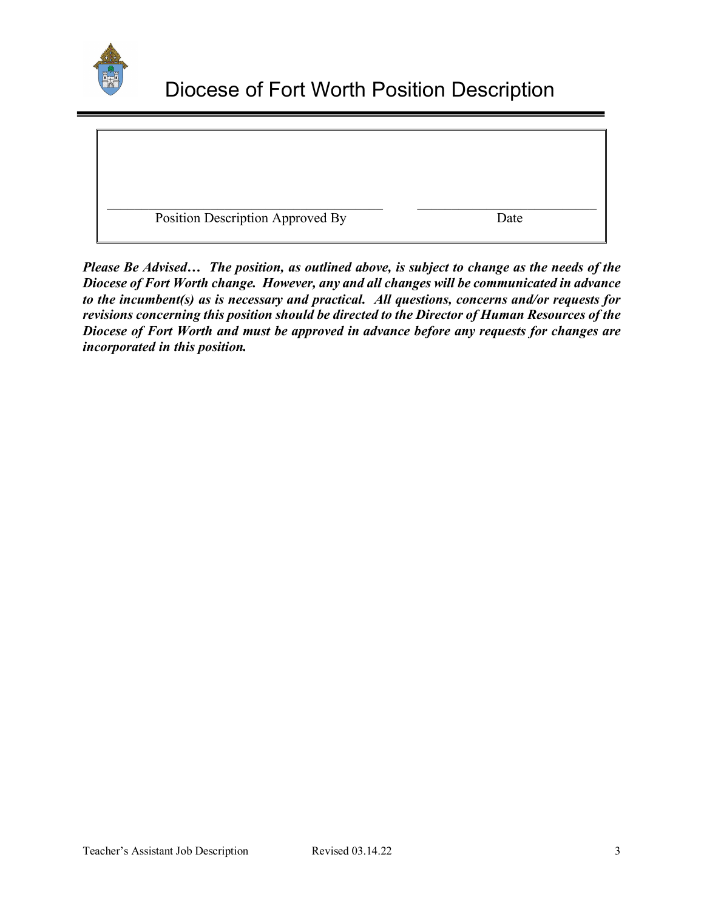# Diocese of Fort Worth Position Description

| | |
|---|---|
| Position Description Approved By | Date |

***Please Be Advised… The position, as outlined above, is subject to change as the needs of the Diocese of Fort Worth change. However, any and all changes will be communicated in advance to the incumbent(s) as is necessary and practical. All questions, concerns and/or requests for revisions concerning this position should be directed to the Director of Human Resources of the Diocese of Fort Worth and must be approved in advance before any requests for changes are incorporated in this position.***